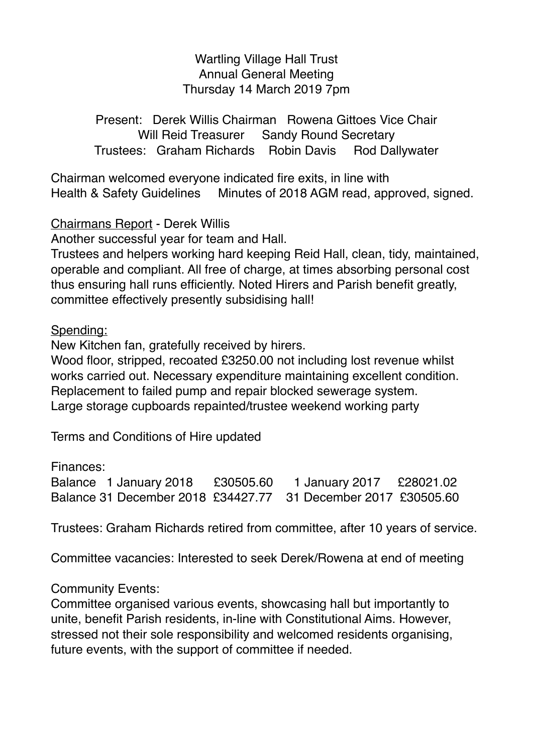Wartling Village Hall Trust
Annual General Meeting
Thursday 14 March 2019 7pm

Present: Derek Willis Chairman Rowena Gittoes Vice Chair
Will Reid Treasurer Sandy Round Secretary
Trustees: Graham Richards Robin Davis Rod Dallywater

Chairman welcomed everyone indicated fire exits, in line with Health & Safety Guidelines Minutes of 2018 AGM read, approved, signed.

Chairmans Report - Derek Willis

Another successful year for team and Hall.
Trustees and helpers working hard keeping Reid Hall, clean, tidy, maintained, operable and compliant. All free of charge, at times absorbing personal cost thus ensuring hall runs efficiently. Noted Hirers and Parish benefit greatly, committee effectively presently subsidising hall!

Spending:

New Kitchen fan, gratefully received by hirers.
Wood floor, stripped, recoated £3250.00 not including lost revenue whilst works carried out. Necessary expenditure maintaining excellent condition.
Replacement to failed pump and repair blocked sewerage system.
Large storage cupboards repainted/trustee weekend working party

Terms and Conditions of Hire updated

Finances:

| Balance 1 January 2018 | £30505.60 | 1 January 2017 | £28021.02 |
|---|---|---|---|
| Balance 31 December 2018 | £34427.77 | 31 December 2017 | £30505.60 |

Trustees: Graham Richards retired from committee, after 10 years of service.

Committee vacancies: Interested to seek Derek/Rowena at end of meeting

Community Events:

Committee organised various events, showcasing hall but importantly to unite, benefit Parish residents, in-line with Constitutional Aims. However, stressed not their sole responsibility and welcomed residents organising, future events, with the support of committee if needed.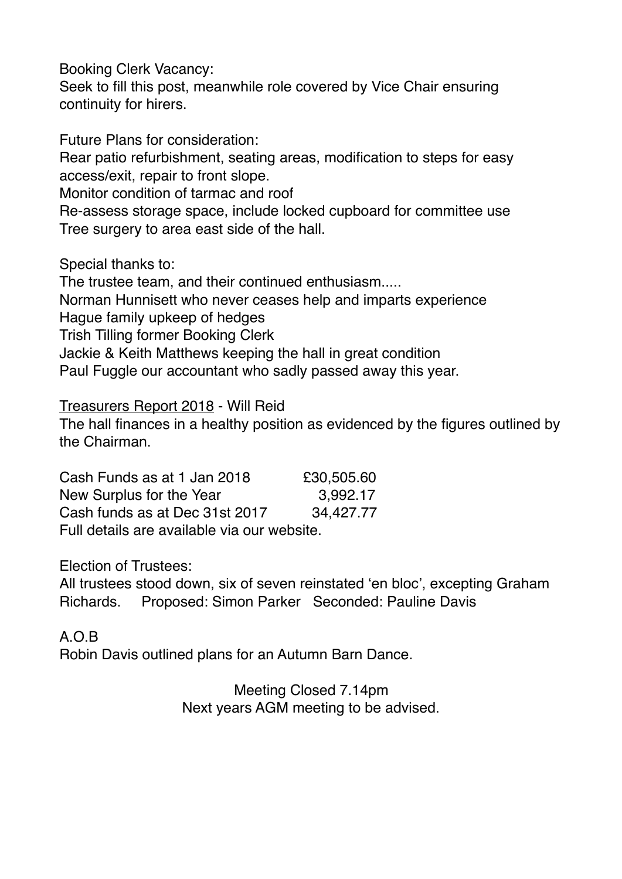Booking Clerk Vacancy:
Seek to fill this post, meanwhile role covered by Vice Chair ensuring continuity for hirers.

Future Plans for consideration:
Rear patio refurbishment, seating areas, modification to steps for easy access/exit, repair to front slope.
Monitor condition of tarmac and roof
Re-assess storage space, include locked cupboard for committee use
Tree surgery to area east side of the hall.

Special thanks to:
The trustee team, and their continued enthusiasm.....
Norman Hunnisett who never ceases help and imparts experience
Hague family upkeep of hedges
Trish Tilling former Booking Clerk
Jackie & Keith Matthews keeping the hall in great condition
Paul Fuggle our accountant who sadly passed away this year.

<u>Treasurers Report 2018</u> - Will Reid
The hall finances in a healthy position as evidenced by the figures outlined by the Chairman.

| | |
|---|---|
| Cash Funds as at 1 Jan 2018 | £30,505.60 |
| New Surplus for the Year | 3,992.17 |
| Cash funds as at Dec 31st 2017 | 34,427.77 |

Full details are available via our website.

Election of Trustees:
All trustees stood down, six of seven reinstated 'en bloc', excepting Graham Richards. Proposed: Simon Parker Seconded: Pauline Davis

A.O.B
Robin Davis outlined plans for an Autumn Barn Dance.

Meeting Closed 7.14pm
Next years AGM meeting to be advised.